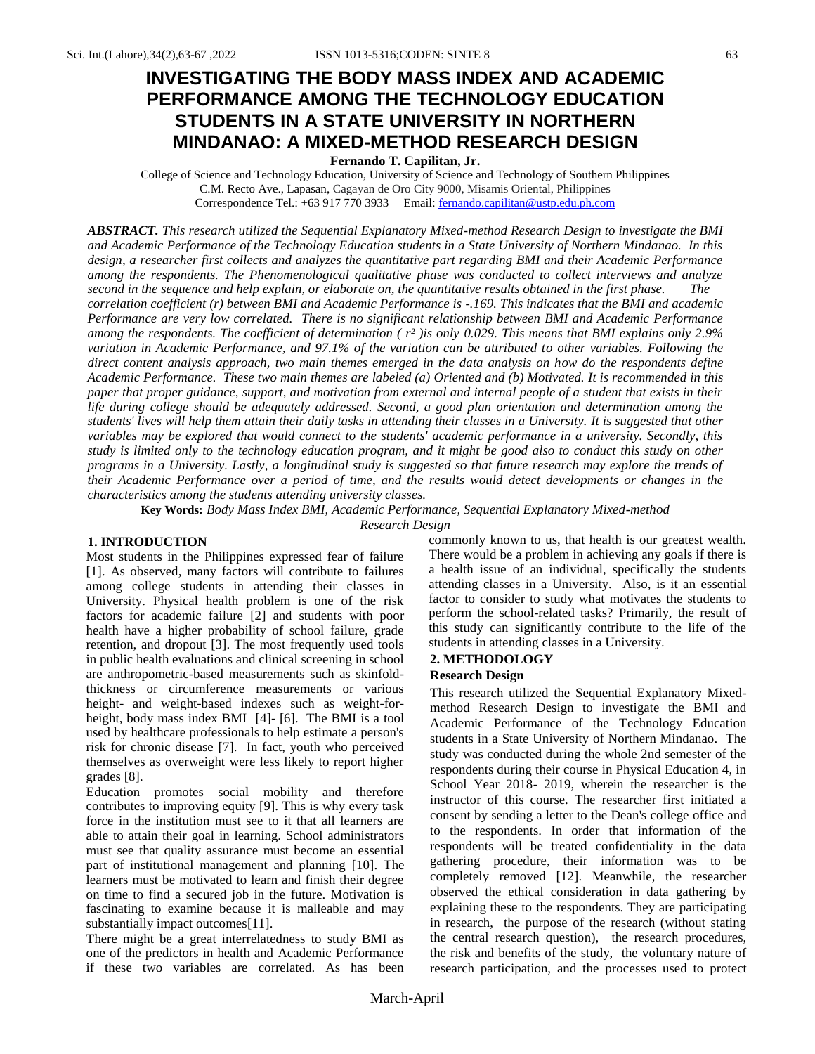# INVESTIGATING THE BODY MASS INDEX AND ACADEMIC PERFORMANCE AMONG THE TECHNOLOGY EDUCATION STUDENTS IN A STATE UNIVERSITY IN NORTHERN MINDANAO: A MIXED-METHOD RESEARCH DESIGN

**Fernando T. Capilitan, Jr.**

College of Science and Technology Education, University of Science and Technology of Southern Philippines
C.M. Recto Ave., Lapasan, Cagayan de Oro City 9000, Misamis Oriental, Philippines
Correspondence Tel.: +63 917 770 3933 Email: fernando.capilitan@ustp.edu.ph.com

***ABSTRACT.*** *This research utilized the Sequential Explanatory Mixed-method Research Design to investigate the BMI and Academic Performance of the Technology Education students in a State University of Northern Mindanao. In this design, a researcher first collects and analyzes the quantitative part regarding BMI and their Academic Performance among the respondents. The Phenomenological qualitative phase was conducted to collect interviews and analyze second in the sequence and help explain, or elaborate on, the quantitative results obtained in the first phase. The correlation coefficient (r) between BMI and Academic Performance is -.169. This indicates that the BMI and academic Performance are very low correlated. There is no significant relationship between BMI and Academic Performance among the respondents. The coefficient of determination ( $r^2$ )is only 0.029. This means that BMI explains only 2.9% variation in Academic Performance, and 97.1% of the variation can be attributed to other variables. Following the direct content analysis approach, two main themes emerged in the data analysis on how do the respondents define Academic Performance. These two main themes are labeled (a) Oriented and (b) Motivated. It is recommended in this paper that proper guidance, support, and motivation from external and internal people of a student that exists in their life during college should be adequately addressed. Second, a good plan orientation and determination among the students' lives will help them attain their daily tasks in attending their classes in a University. It is suggested that other variables may be explored that would connect to the students' academic performance in a university. Secondly, this study is limited only to the technology education program, and it might be good also to conduct this study on other programs in a University. Lastly, a longitudinal study is suggested so that future research may explore the trends of their Academic Performance over a period of time, and the results would detect developments or changes in the characteristics among the students attending university classes.*

**Key Words:** *Body Mass Index BMI, Academic Performance, Sequential Explanatory Mixed-method Research Design*

## 1. INTRODUCTION

Most students in the Philippines expressed fear of failure [1]. As observed, many factors will contribute to failures among college students in attending their classes in University. Physical health problem is one of the risk factors for academic failure [2] and students with poor health have a higher probability of school failure, grade retention, and dropout [3]. The most frequently used tools in public health evaluations and clinical screening in school are anthropometric-based measurements such as skinfold-thickness or circumference measurements or various height- and weight-based indexes such as weight-for-height, body mass index BMI [4]- [6]. The BMI is a tool used by healthcare professionals to help estimate a person's risk for chronic disease [7]. In fact, youth who perceived themselves as overweight were less likely to report higher grades [8].

Education promotes social mobility and therefore contributes to improving equity [9]. This is why every task force in the institution must see to it that all learners are able to attain their goal in learning. School administrators must see that quality assurance must become an essential part of institutional management and planning [10]. The learners must be motivated to learn and finish their degree on time to find a secured job in the future. Motivation is fascinating to examine because it is malleable and may substantially impact outcomes[11].

There might be a great interrelatedness to study BMI as one of the predictors in health and Academic Performance if these two variables are correlated. As has been commonly known to us, that health is our greatest wealth. There would be a problem in achieving any goals if there is a health issue of an individual, specifically the students attending classes in a University. Also, is it an essential factor to consider to study what motivates the students to perform the school-related tasks? Primarily, the result of this study can significantly contribute to the life of the students in attending classes in a University.

## 2. METHODOLOGY

### Research Design

This research utilized the Sequential Explanatory Mixed-method Research Design to investigate the BMI and Academic Performance of the Technology Education students in a State University of Northern Mindanao. The study was conducted during the whole 2nd semester of the respondents during their course in Physical Education 4, in School Year 2018- 2019, wherein the researcher is the instructor of this course. The researcher first initiated a consent by sending a letter to the Dean's college office and to the respondents. In order that information of the respondents will be treated confidentiality in the data gathering procedure, their information was to be completely removed [12]. Meanwhile, the researcher observed the ethical consideration in data gathering by explaining these to the respondents. They are participating in research, the purpose of the research (without stating the central research question), the research procedures, the risk and benefits of the study, the voluntary nature of research participation, and the processes used to protect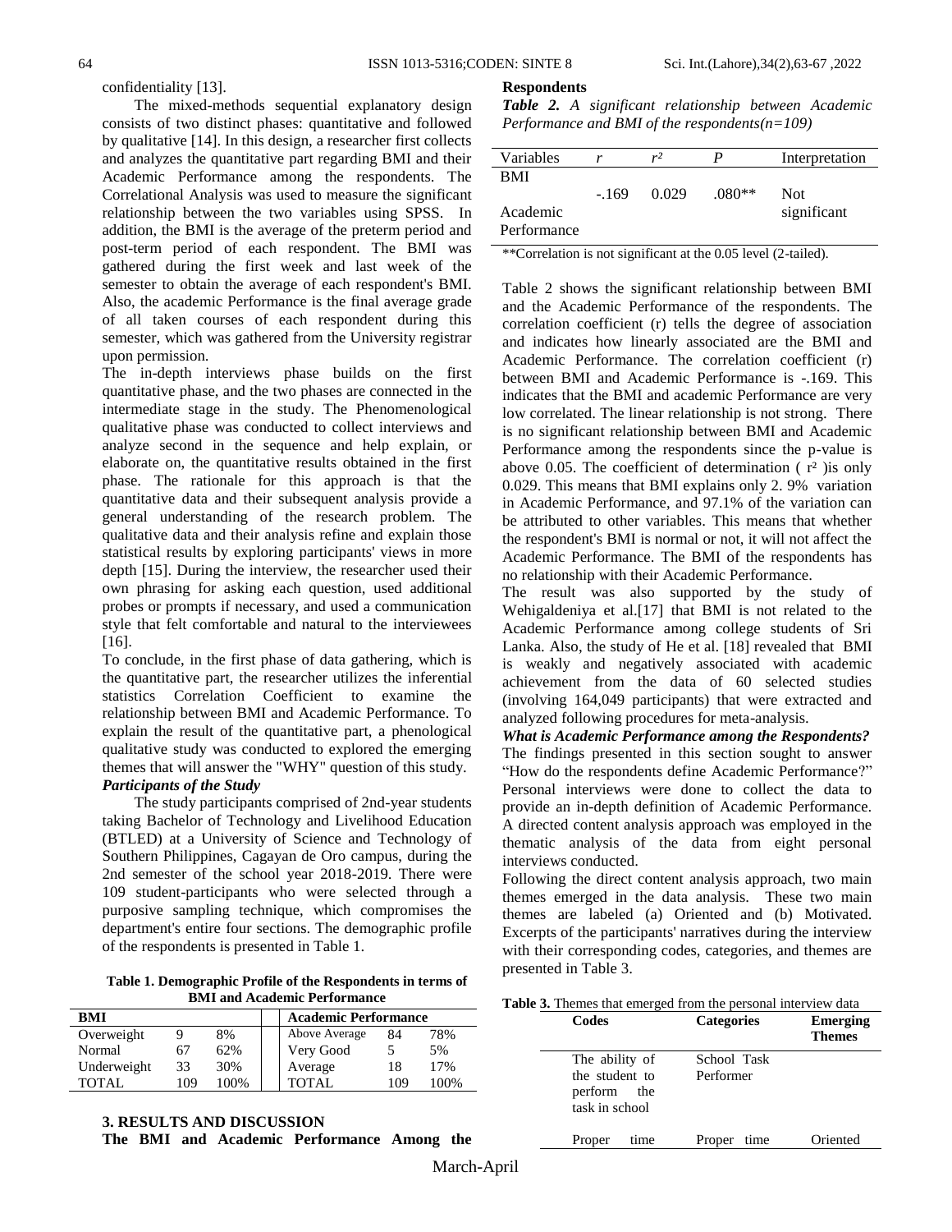confidentiality [13].

The mixed-methods sequential explanatory design consists of two distinct phases: quantitative and followed by qualitative [14]. In this design, a researcher first collects and analyzes the quantitative part regarding BMI and their Academic Performance among the respondents. The Correlational Analysis was used to measure the significant relationship between the two variables using SPSS. In addition, the BMI is the average of the preterm period and post-term period of each respondent. The BMI was gathered during the first week and last week of the semester to obtain the average of each respondent's BMI. Also, the academic Performance is the final average grade of all taken courses of each respondent during this semester, which was gathered from the University registrar upon permission.

The in-depth interviews phase builds on the first quantitative phase, and the two phases are connected in the intermediate stage in the study. The Phenomenological qualitative phase was conducted to collect interviews and analyze second in the sequence and help explain, or elaborate on, the quantitative results obtained in the first phase. The rationale for this approach is that the quantitative data and their subsequent analysis provide a general understanding of the research problem. The qualitative data and their analysis refine and explain those statistical results by exploring participants' views in more depth [15]. During the interview, the researcher used their own phrasing for asking each question, used additional probes or prompts if necessary, and used a communication style that felt comfortable and natural to the interviewees [16].

To conclude, in the first phase of data gathering, which is the quantitative part, the researcher utilizes the inferential statistics Correlation Coefficient to examine the relationship between BMI and Academic Performance. To explain the result of the quantitative part, a phenological qualitative study was conducted to explored the emerging themes that will answer the "WHY" question of this study.

***Participants of the Study***

The study participants comprised of 2nd-year students taking Bachelor of Technology and Livelihood Education (BTLED) at a University of Science and Technology of Southern Philippines, Cagayan de Oro campus, during the 2nd semester of the school year 2018-2019. There were 109 student-participants who were selected through a purposive sampling technique, which compromises the department's entire four sections. The demographic profile of the respondents is presented in Table 1.

**Table 1. Demographic Profile of the Respondents in terms of BMI and Academic Performance**

| BMI | | | Academic Performance | | |
|---|---|---|---|---|---|
| Overweight | 9 | 8% | Above Average | 84 | 78% |
| Normal | 67 | 62% | Very Good | 5 | 5% |
| Underweight | 33 | 30% | Average | 18 | 17% |
| TOTAL | 109 | 100% | TOTAL | 109 | 100% |

## 3. RESULTS AND DISCUSSION

**The BMI and Academic Performance Among the Respondents**

***Table 2.*** *A significant relationship between Academic Performance and BMI of the respondents(n=109)*

| Variables | $r$ | $r^2$ | $P$ | Interpretation |
|---|---|---|---|---|
| BMI<br>Academic Performance | -.169 | 0.029 | .080** | Not significant |

**Correlation is not significant at the 0.05 level (2-tailed).

Table 2 shows the significant relationship between BMI and the Academic Performance of the respondents. The correlation coefficient (r) tells the degree of association and indicates how linearly associated are the BMI and Academic Performance. The correlation coefficient (r) between BMI and Academic Performance is -.169. This indicates that the BMI and academic Performance are very low correlated. The linear relationship is not strong. There is no significant relationship between BMI and Academic Performance among the respondents since the p-value is above 0.05. The coefficient of determination ( $r^2$ )is only 0.029. This means that BMI explains only 2. 9% variation in Academic Performance, and 97.1% of the variation can be attributed to other variables. This means that whether the respondent's BMI is normal or not, it will not affect the Academic Performance. The BMI of the respondents has no relationship with their Academic Performance.

The result was also supported by the study of Wehigaldeniya et al.[17] that BMI is not related to the Academic Performance among college students of Sri Lanka. Also, the study of He et al. [18] revealed that BMI is weakly and negatively associated with academic achievement from the data of 60 selected studies (involving 164,049 participants) that were extracted and analyzed following procedures for meta-analysis.

***What is Academic Performance among the Respondents?***

The findings presented in this section sought to answer "How do the respondents define Academic Performance?" Personal interviews were done to collect the data to provide an in-depth definition of Academic Performance. A directed content analysis approach was employed in the thematic analysis of the data from eight personal interviews conducted.

Following the direct content analysis approach, two main themes emerged in the data analysis. These two main themes are labeled (a) Oriented and (b) Motivated. Excerpts of the participants' narratives during the interview with their corresponding codes, categories, and themes are presented in Table 3.

**Table 3.** Themes that emerged from the personal interview data

| Codes | Categories | Emerging Themes |
|---|---|---|
| The ability of the student to perform the task in school | School Task Performer | |
| Proper time | Proper time | Oriented |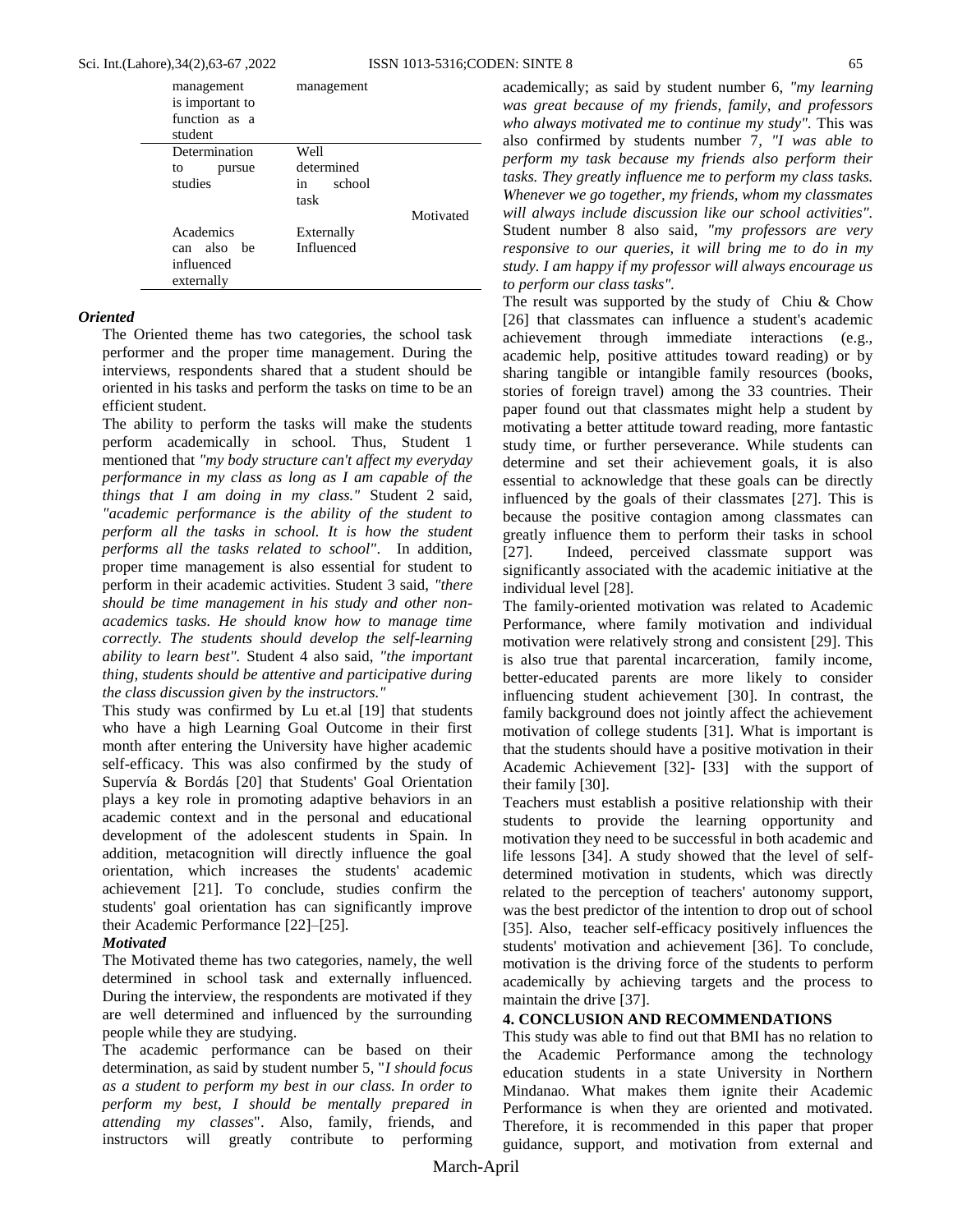| | | |
|---|---|---|
| management is important to function as a student | management | |
| Determination to pursue studies | Well determined in school task | Motivated |
| Academics can also be influenced externally | Externally Influenced | |

***Oriented***

The Oriented theme has two categories, the school task performer and the proper time management. During the interviews, respondents shared that a student should be oriented in his tasks and perform the tasks on time to be an efficient student.

The ability to perform the tasks will make the students perform academically in school. Thus, Student 1 mentioned that *"my body structure can't affect my everyday performance in my class as long as I am capable of the things that I am doing in my class."* Student 2 said, *"academic performance is the ability of the student to perform all the tasks in school. It is how the student performs all the tasks related to school"*. In addition, proper time management is also essential for student to perform in their academic activities. Student 3 said, *"there should be time management in his study and other non-academics tasks. He should know how to manage time correctly. The students should develop the self-learning ability to learn best"*. Student 4 also said, *"the important thing, students should be attentive and participative during the class discussion given by the instructors."*

This study was confirmed by Lu et.al [19] that students who have a high Learning Goal Outcome in their first month after entering the University have higher academic self-efficacy. This was also confirmed by the study of Supervía & Bordás [20] that Students' Goal Orientation plays a key role in promoting adaptive behaviors in an academic context and in the personal and educational development of the adolescent students in Spain. In addition, metacognition will directly influence the goal orientation, which increases the students' academic achievement [21]. To conclude, studies confirm the students' goal orientation has can significantly improve their Academic Performance [22]–[25].

***Motivated***

The Motivated theme has two categories, namely, the well determined in school task and externally influenced. During the interview, the respondents are motivated if they are well determined and influenced by the surrounding people while they are studying.

The academic performance can be based on their determination, as said by student number 5, "*I should focus as a student to perform my best in our class. In order to perform my best, I should be mentally prepared in attending my classes*". Also, family, friends, and instructors will greatly contribute to performing academically; as said by student number 6, *"my learning was great because of my friends, family, and professors who always motivated me to continue my study"*. This was also confirmed by students number 7, *"I was able to perform my task because my friends also perform their tasks. They greatly influence me to perform my class tasks. Whenever we go together, my friends, whom my classmates will always include discussion like our school activities"*. Student number 8 also said, *"my professors are very responsive to our queries, it will bring me to do in my study. I am happy if my professor will always encourage us to perform our class tasks"*.

The result was supported by the study of Chiu & Chow [26] that classmates can influence a student's academic achievement through immediate interactions (e.g., academic help, positive attitudes toward reading) or by sharing tangible or intangible family resources (books, stories of foreign travel) among the 33 countries. Their paper found out that classmates might help a student by motivating a better attitude toward reading, more fantastic study time, or further perseverance. While students can determine and set their achievement goals, it is also essential to acknowledge that these goals can be directly influenced by the goals of their classmates [27]. This is because the positive contagion among classmates can greatly influence them to perform their tasks in school [27]. Indeed, perceived classmate support was significantly associated with the academic initiative at the individual level [28].

The family-oriented motivation was related to Academic Performance, where family motivation and individual motivation were relatively strong and consistent [29]. This is also true that parental incarceration, family income, better-educated parents are more likely to consider influencing student achievement [30]. In contrast, the family background does not jointly affect the achievement motivation of college students [31]. What is important is that the students should have a positive motivation in their Academic Achievement [32]- [33] with the support of their family [30].

Teachers must establish a positive relationship with their students to provide the learning opportunity and motivation they need to be successful in both academic and life lessons [34]. A study showed that the level of self-determined motivation in students, which was directly related to the perception of teachers' autonomy support, was the best predictor of the intention to drop out of school [35]. Also, teacher self-efficacy positively influences the students' motivation and achievement [36]. To conclude, motivation is the driving force of the students to perform academically by achieving targets and the process to maintain the drive [37].

## 4. CONCLUSION AND RECOMMENDATIONS

This study was able to find out that BMI has no relation to the Academic Performance among the technology education students in a state University in Northern Mindanao. What makes them ignite their Academic Performance is when they are oriented and motivated. Therefore, it is recommended in this paper that proper guidance, support, and motivation from external and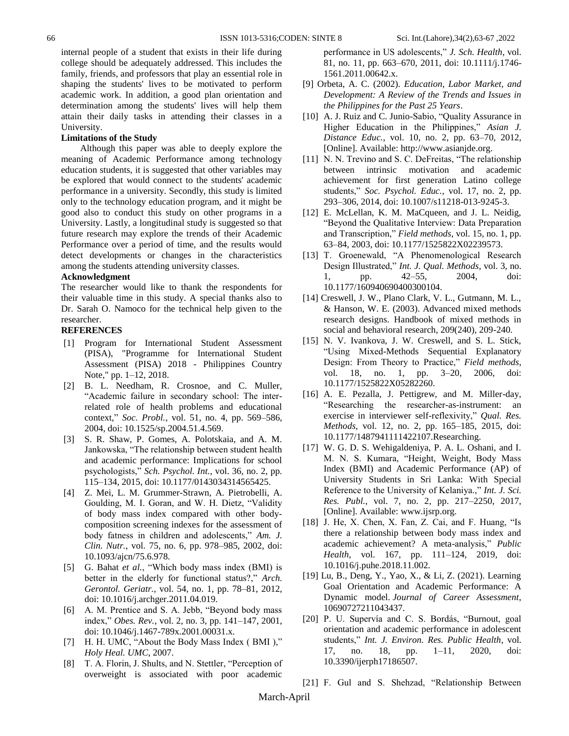internal people of a student that exists in their life during college should be adequately addressed. This includes the family, friends, and professors that play an essential role in shaping the students' lives to be motivated to perform academic work. In addition, a good plan orientation and determination among the students' lives will help them attain their daily tasks in attending their classes in a University.

**Limitations of the Study**

Although this paper was able to deeply explore the meaning of Academic Performance among technology education students, it is suggested that other variables may be explored that would connect to the students' academic performance in a university. Secondly, this study is limited only to the technology education program, and it might be good also to conduct this study on other programs in a University. Lastly, a longitudinal study is suggested so that future research may explore the trends of their Academic Performance over a period of time, and the results would detect developments or changes in the characteristics among the students attending university classes.

**Acknowledgment**

The researcher would like to thank the respondents for their valuable time in this study. A special thanks also to Dr. Sarah O. Namoco for the technical help given to the researcher.

**REFERENCES**

[1] Program for International Student Assessment (PISA), "Programme for International Student Assessment (PISA) 2018 - Philippines Country Note," pp. 1–12, 2018.

[2] B. L. Needham, R. Crosnoe, and C. Muller, "Academic failure in secondary school: The inter-related role of health problems and educational context," *Soc. Probl.*, vol. 51, no. 4, pp. 569–586, 2004, doi: 10.1525/sp.2004.51.4.569.

[3] S. R. Shaw, P. Gomes, A. Polotskaia, and A. M. Jankowska, "The relationship between student health and academic performance: Implications for school psychologists," *Sch. Psychol. Int.*, vol. 36, no. 2, pp. 115–134, 2015, doi: 10.1177/0143034314565425.

[4] Z. Mei, L. M. Grummer-Strawn, A. Pietrobelli, A. Goulding, M. I. Goran, and W. H. Dietz, "Validity of body mass index compared with other body-composition screening indexes for the assessment of body fatness in children and adolescents," *Am. J. Clin. Nutr.*, vol. 75, no. 6, pp. 978–985, 2002, doi: 10.1093/ajcn/75.6.978.

[5] G. Bahat *et al.*, "Which body mass index (BMI) is better in the elderly for functional status?," *Arch. Gerontol. Geriatr.*, vol. 54, no. 1, pp. 78–81, 2012, doi: 10.1016/j.archger.2011.04.019.

[6] A. M. Prentice and S. A. Jebb, "Beyond body mass index," *Obes. Rev.*, vol. 2, no. 3, pp. 141–147, 2001, doi: 10.1046/j.1467-789x.2001.00031.x.

[7] H. H. UMC, "About the Body Mass Index ( BMI )," *Holy Heal. UMC*, 2007.

[8] T. A. Florin, J. Shults, and N. Stettler, "Perception of overweight is associated with poor academic performance in US adolescents," *J. Sch. Health*, vol. 81, no. 11, pp. 663–670, 2011, doi: 10.1111/j.1746-1561.2011.00642.x.

[9] Orbeta, A. C. (2002). *Education, Labor Market, and Development: A Review of the Trends and Issues in the Philippines for the Past 25 Years*.

[10] A. J. Ruiz and C. Junio-Sabio, "Quality Assurance in Higher Education in the Philippines," *Asian J. Distance Educ.*, vol. 10, no. 2, pp. 63–70, 2012, [Online]. Available: http://www.asianjde.org.

[11] N. N. Trevino and S. C. DeFreitas, "The relationship between intrinsic motivation and academic achievement for first generation Latino college students," *Soc. Psychol. Educ.*, vol. 17, no. 2, pp. 293–306, 2014, doi: 10.1007/s11218-013-9245-3.

[12] E. McLellan, K. M. MaCqueen, and J. L. Neidig, "Beyond the Qualitative Interview: Data Preparation and Transcription," *Field methods*, vol. 15, no. 1, pp. 63–84, 2003, doi: 10.1177/1525822X02239573.

[13] T. Groenewald, "A Phenomenological Research Design Illustrated," *Int. J. Qual. Methods*, vol. 3, no. 1, pp. 42–55, 2004, doi: 10.1177/160940690400300104.

[14] Creswell, J. W., Plano Clark, V. L., Gutmann, M. L., & Hanson, W. E. (2003). Advanced mixed methods research designs. Handbook of mixed methods in social and behavioral research, 209(240), 209-240.

[15] N. V. Ivankova, J. W. Creswell, and S. L. Stick, "Using Mixed-Methods Sequential Explanatory Design: From Theory to Practice," *Field methods*, vol. 18, no. 1, pp. 3–20, 2006, doi: 10.1177/1525822X05282260.

[16] A. E. Pezalla, J. Pettigrew, and M. Miller-day, "Researching the researcher-as-instrument: an exercise in interviewer self-reflexivity," *Qual. Res. Methods*, vol. 12, no. 2, pp. 165–185, 2015, doi: 10.1177/1487941111422107.Researching.

[17] W. G. D. S. Wehigaldeniya, P. A. L. Oshani, and I. M. N. S. Kumara, "Height, Weight, Body Mass Index (BMI) and Academic Performance (AP) of University Students in Sri Lanka: With Special Reference to the University of Kelaniya.," *Int. J. Sci. Res. Publ.*, vol. 7, no. 2, pp. 217–2250, 2017, [Online]. Available: www.ijsrp.org.

[18] J. He, X. Chen, X. Fan, Z. Cai, and F. Huang, "Is there a relationship between body mass index and academic achievement? A meta-analysis," *Public Health*, vol. 167, pp. 111–124, 2019, doi: 10.1016/j.puhe.2018.11.002.

[19] Lu, B., Deng, Y., Yao, X., & Li, Z. (2021). Learning Goal Orientation and Academic Performance: A Dynamic model. *Journal of Career Assessment*, 10690727211043437.

[20] P. U. Supervía and C. S. Bordás, "Burnout, goal orientation and academic performance in adolescent students," *Int. J. Environ. Res. Public Health*, vol. 17, no. 18, pp. 1–11, 2020, doi: 10.3390/ijerph17186507.

[21] F. Gul and S. Shehzad, "Relationship Between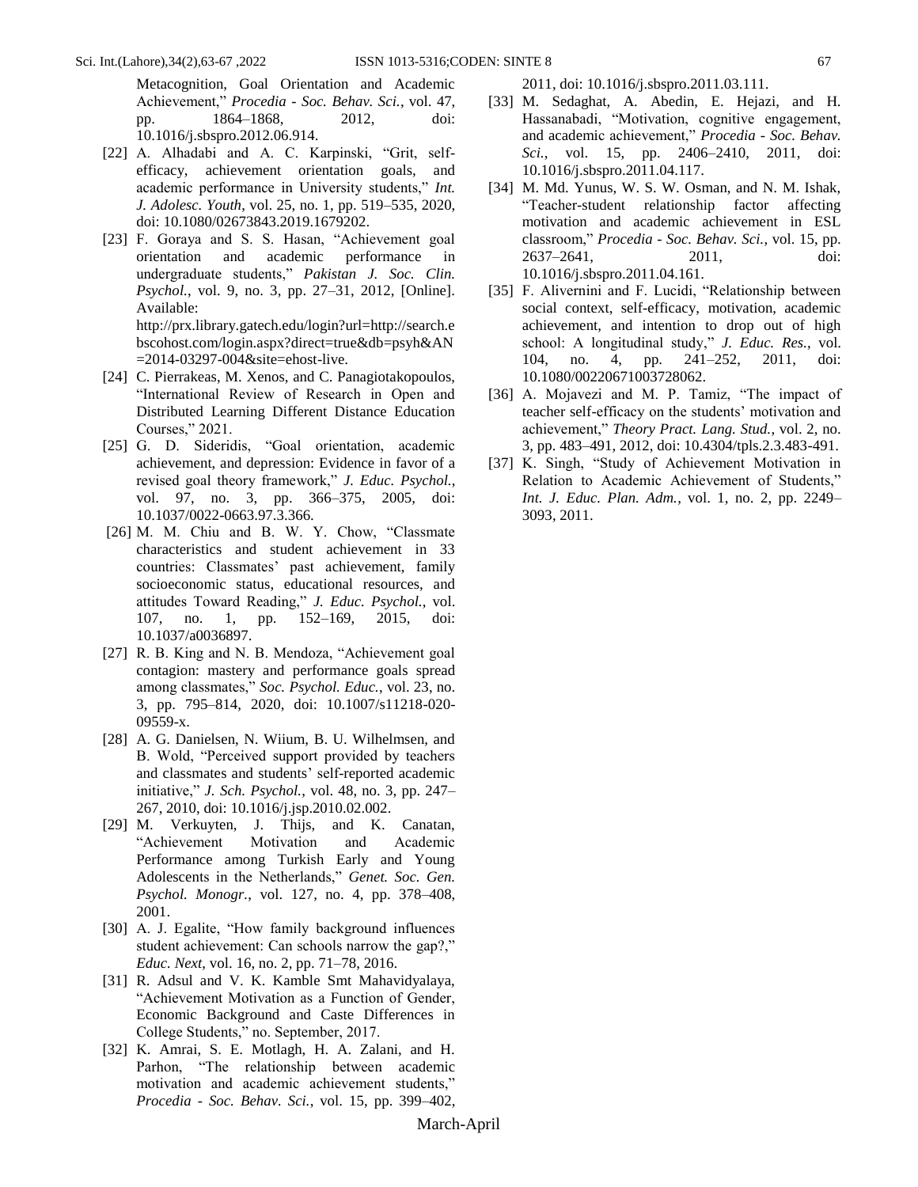Metacognition, Goal Orientation and Academic Achievement," *Procedia - Soc. Behav. Sci.*, vol. 47, pp. 1864–1868, 2012, doi: 10.1016/j.sbspro.2012.06.914.

[22] A. Alhadabi and A. C. Karpinski, "Grit, self-efficacy, achievement orientation goals, and academic performance in University students," *Int. J. Adolesc. Youth*, vol. 25, no. 1, pp. 519–535, 2020, doi: 10.1080/02673843.2019.1679202.

[23] F. Goraya and S. S. Hasan, "Achievement goal orientation and academic performance in undergraduate students," *Pakistan J. Soc. Clin. Psychol.*, vol. 9, no. 3, pp. 27–31, 2012, [Online]. Available: http://prx.library.gatech.edu/login?url=http://search.ebscohost.com/login.aspx?direct=true&db=psyh&AN=2014-03297-004&site=ehost-live.

[24] C. Pierrakeas, M. Xenos, and C. Panagiotakopoulos, "International Review of Research in Open and Distributed Learning Different Distance Education Courses," 2021.

[25] G. D. Sideridis, "Goal orientation, academic achievement, and depression: Evidence in favor of a revised goal theory framework," *J. Educ. Psychol.*, vol. 97, no. 3, pp. 366–375, 2005, doi: 10.1037/0022-0663.97.3.366.

[26] M. M. Chiu and B. W. Y. Chow, "Classmate characteristics and student achievement in 33 countries: Classmates' past achievement, family socioeconomic status, educational resources, and attitudes Toward Reading," *J. Educ. Psychol.*, vol. 107, no. 1, pp. 152–169, 2015, doi: 10.1037/a0036897.

[27] R. B. King and N. B. Mendoza, "Achievement goal contagion: mastery and performance goals spread among classmates," *Soc. Psychol. Educ.*, vol. 23, no. 3, pp. 795–814, 2020, doi: 10.1007/s11218-020-09559-x.

[28] A. G. Danielsen, N. Wiium, B. U. Wilhelmsen, and B. Wold, "Perceived support provided by teachers and classmates and students' self-reported academic initiative," *J. Sch. Psychol.*, vol. 48, no. 3, pp. 247–267, 2010, doi: 10.1016/j.jsp.2010.02.002.

[29] M. Verkuyten, J. Thijs, and K. Canatan, "Achievement Motivation and Academic Performance among Turkish Early and Young Adolescents in the Netherlands," *Genet. Soc. Gen. Psychol. Monogr.*, vol. 127, no. 4, pp. 378–408, 2001.

[30] A. J. Egalite, "How family background influences student achievement: Can schools narrow the gap?," *Educ. Next*, vol. 16, no. 2, pp. 71–78, 2016.

[31] R. Adsul and V. K. Kamble Smt Mahavidyalaya, "Achievement Motivation as a Function of Gender, Economic Background and Caste Differences in College Students," no. September, 2017.

[32] K. Amrai, S. E. Motlagh, H. A. Zalani, and H. Parhon, "The relationship between academic motivation and academic achievement students," *Procedia - Soc. Behav. Sci.*, vol. 15, pp. 399–402, 2011, doi: 10.1016/j.sbspro.2011.03.111.

[33] M. Sedaghat, A. Abedin, E. Hejazi, and H. Hassanabadi, "Motivation, cognitive engagement, and academic achievement," *Procedia - Soc. Behav. Sci.*, vol. 15, pp. 2406–2410, 2011, doi: 10.1016/j.sbspro.2011.04.117.

[34] M. Md. Yunus, W. S. W. Osman, and N. M. Ishak, "Teacher-student relationship factor affecting motivation and academic achievement in ESL classroom," *Procedia - Soc. Behav. Sci.*, vol. 15, pp. 2637–2641, 2011, doi: 10.1016/j.sbspro.2011.04.161.

[35] F. Alivernini and F. Lucidi, "Relationship between social context, self-efficacy, motivation, academic achievement, and intention to drop out of high school: A longitudinal study," *J. Educ. Res.*, vol. 104, no. 4, pp. 241–252, 2011, doi: 10.1080/00220671003728062.

[36] A. Mojavezi and M. P. Tamiz, "The impact of teacher self-efficacy on the students' motivation and achievement," *Theory Pract. Lang. Stud.*, vol. 2, no. 3, pp. 483–491, 2012, doi: 10.4304/tpls.2.3.483-491.

[37] K. Singh, "Study of Achievement Motivation in Relation to Academic Achievement of Students," *Int. J. Educ. Plan. Adm.*, vol. 1, no. 2, pp. 2249–3093, 2011.